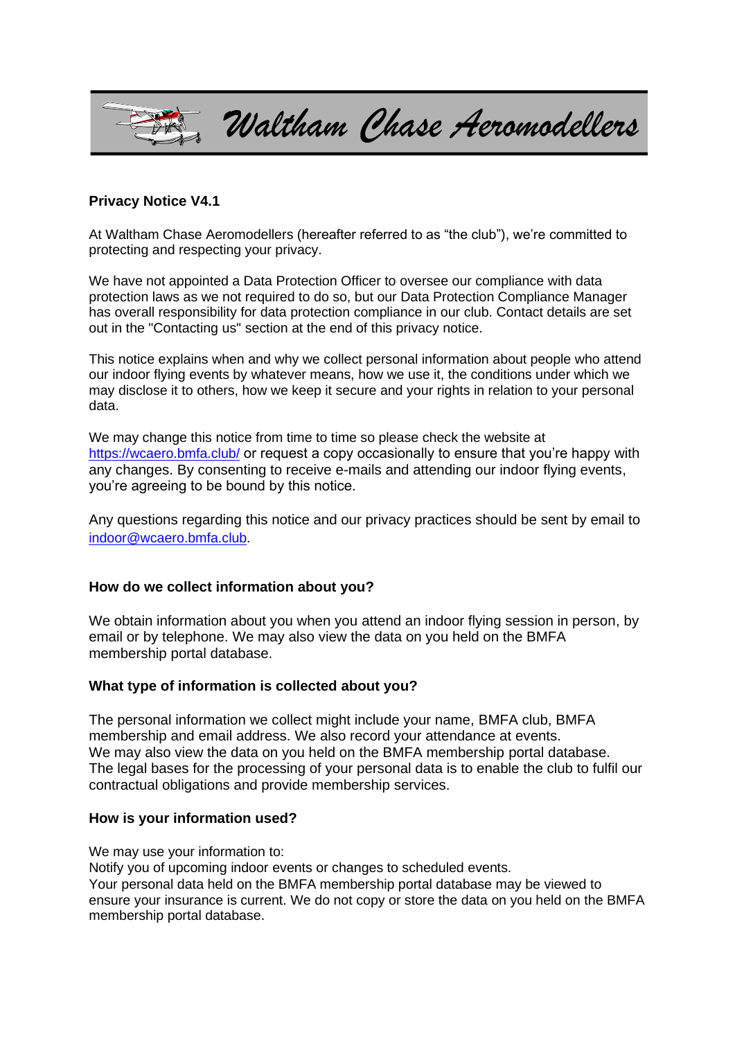# Waltham Chase Aeromodellers

**Privacy Notice V4.1**

At Waltham Chase Aeromodellers (hereafter referred to as "the club"), we're committed to protecting and respecting your privacy.

We have not appointed a Data Protection Officer to oversee our compliance with data protection laws as we not required to do so, but our Data Protection Compliance Manager has overall responsibility for data protection compliance in our club. Contact details are set out in the "Contacting us" section at the end of this privacy notice.

This notice explains when and why we collect personal information about people who attend our indoor flying events by whatever means, how we use it, the conditions under which we may disclose it to others, how we keep it secure and your rights in relation to your personal data.

We may change this notice from time to time so please check the website at https://wcaero.bmfa.club/ or request a copy occasionally to ensure that you're happy with any changes. By consenting to receive e-mails and attending our indoor flying events, you're agreeing to be bound by this notice.

Any questions regarding this notice and our privacy practices should be sent by email to indoor@wcaero.bmfa.club.

### How do we collect information about you?

We obtain information about you when you attend an indoor flying session in person, by email or by telephone. We may also view the data on you held on the BMFA membership portal database.

### What type of information is collected about you?

The personal information we collect might include your name, BMFA club, BMFA membership and email address. We also record your attendance at events.
We may also view the data on you held on the BMFA membership portal database.
The legal bases for the processing of your personal data is to enable the club to fulfil our contractual obligations and provide membership services.

### How is your information used?

We may use your information to:
Notify you of upcoming indoor events or changes to scheduled events.
Your personal data held on the BMFA membership portal database may be viewed to ensure your insurance is current. We do not copy or store the data on you held on the BMFA membership portal database.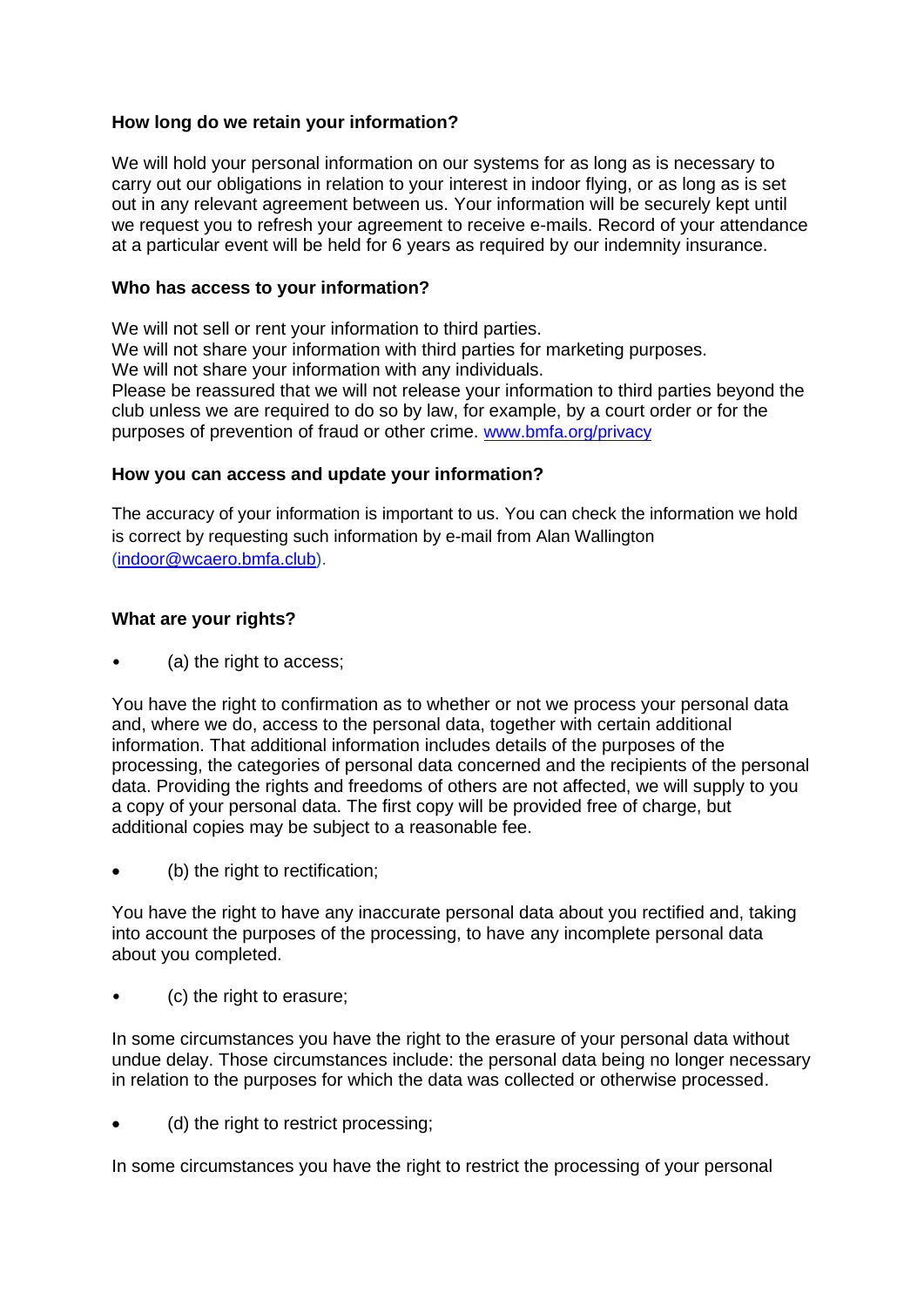**How long do we retain your information?**

We will hold your personal information on our systems for as long as is necessary to carry out our obligations in relation to your interest in indoor flying, or as long as is set out in any relevant agreement between us. Your information will be securely kept until we request you to refresh your agreement to receive e-mails. Record of your attendance at a particular event will be held for 6 years as required by our indemnity insurance.

**Who has access to your information?**

We will not sell or rent your information to third parties.
We will not share your information with third parties for marketing purposes.
We will not share your information with any individuals.
Please be reassured that we will not release your information to third parties beyond the club unless we are required to do so by law, for example, by a court order or for the purposes of prevention of fraud or other crime. www.bmfa.org/privacy

**How you can access and update your information?**

The accuracy of your information is important to us. You can check the information we hold is correct by requesting such information by e-mail from Alan Wallington (indoor@wcaero.bmfa.club).

**What are your rights?**

- (a) the right to access;

You have the right to confirmation as to whether or not we process your personal data and, where we do, access to the personal data, together with certain additional information. That additional information includes details of the purposes of the processing, the categories of personal data concerned and the recipients of the personal data. Providing the rights and freedoms of others are not affected, we will supply to you a copy of your personal data. The first copy will be provided free of charge, but additional copies may be subject to a reasonable fee.

- (b) the right to rectification;

You have the right to have any inaccurate personal data about you rectified and, taking into account the purposes of the processing, to have any incomplete personal data about you completed.

- (c) the right to erasure;

In some circumstances you have the right to the erasure of your personal data without undue delay. Those circumstances include: the personal data being no longer necessary in relation to the purposes for which the data was collected or otherwise processed.

- (d) the right to restrict processing;

In some circumstances you have the right to restrict the processing of your personal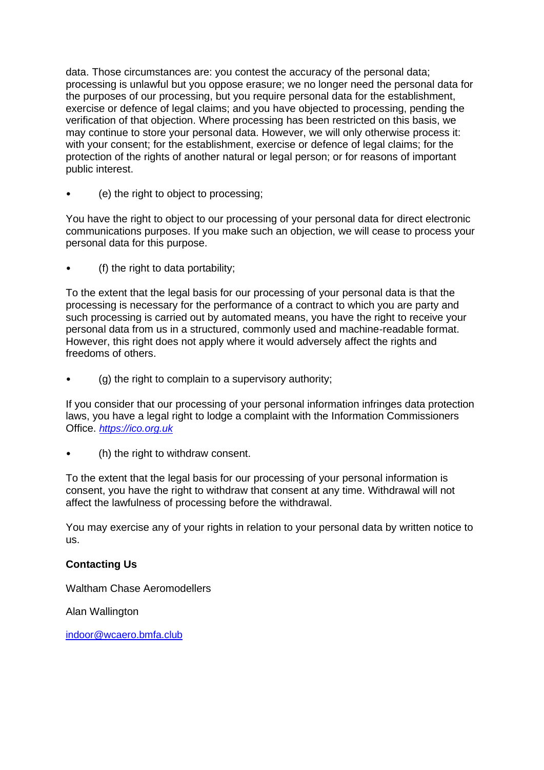data. Those circumstances are: you contest the accuracy of the personal data; processing is unlawful but you oppose erasure; we no longer need the personal data for the purposes of our processing, but you require personal data for the establishment, exercise or defence of legal claims; and you have objected to processing, pending the verification of that objection. Where processing has been restricted on this basis, we may continue to store your personal data. However, we will only otherwise process it: with your consent; for the establishment, exercise or defence of legal claims; for the protection of the rights of another natural or legal person; or for reasons of important public interest.

- (e) the right to object to processing;

You have the right to object to our processing of your personal data for direct electronic communications purposes. If you make such an objection, we will cease to process your personal data for this purpose.

- (f) the right to data portability;

To the extent that the legal basis for our processing of your personal data is that the processing is necessary for the performance of a contract to which you are party and such processing is carried out by automated means, you have the right to receive your personal data from us in a structured, commonly used and machine-readable format. However, this right does not apply where it would adversely affect the rights and freedoms of others.

- (g) the right to complain to a supervisory authority;

If you consider that our processing of your personal information infringes data protection laws, you have a legal right to lodge a complaint with the Information Commissioners Office. *https://ico.org.uk*

- (h) the right to withdraw consent.

To the extent that the legal basis for our processing of your personal information is consent, you have the right to withdraw that consent at any time. Withdrawal will not affect the lawfulness of processing before the withdrawal.

You may exercise any of your rights in relation to your personal data by written notice to us.

**Contacting Us**

Waltham Chase Aeromodellers

Alan Wallington

indoor@wcaero.bmfa.club